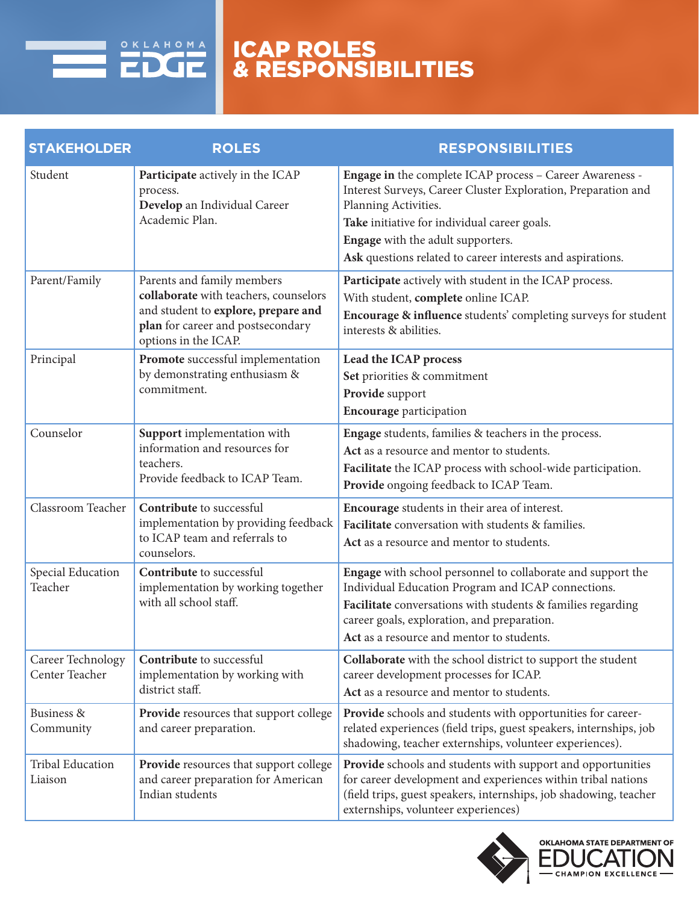# ICAP ROLES & RESPONSIBILITIES

| STAKEHOLDER | ROLES | RESPONSIBILITIES |
|---|---|---|
| Student | **Participate** actively in the ICAP process.<br>**Develop** an Individual Career Academic Plan. | **Engage in** the complete ICAP process – Career Awareness - Interest Surveys, Career Cluster Exploration, Preparation and Planning Activities.<br>**Take** initiative for individual career goals.<br>**Engage** with the adult supporters.<br>**Ask** questions related to career interests and aspirations. |
| Parent/Family | Parents and family members **collaborate** with teachers, counselors and student to **explore, prepare and plan** for career and postsecondary options in the ICAP. | **Participate** actively with student in the ICAP process.<br>With student, **complete** online ICAP.<br>**Encourage & influence** students' completing surveys for student interests & abilities. |
| Principal | **Promote** successful implementation by demonstrating enthusiasm & commitment. | **Lead the ICAP process**<br>**Set** priorities & commitment<br>**Provide** support<br>**Encourage** participation |
| Counselor | **Support** implementation with information and resources for teachers.<br>Provide feedback to ICAP Team. | **Engage** students, families & teachers in the process.<br>**Act** as a resource and mentor to students.<br>**Facilitate** the ICAP process with school-wide participation.<br>**Provide** ongoing feedback to ICAP Team. |
| Classroom Teacher | **Contribute** to successful implementation by providing feedback to ICAP team and referrals to counselors. | **Encourage** students in their area of interest.<br>**Facilitate** conversation with students & families.<br>**Act** as a resource and mentor to students. |
| Special Education Teacher | **Contribute** to successful implementation by working together with all school staff. | **Engage** with school personnel to collaborate and support the Individual Education Program and ICAP connections.<br>**Facilitate** conversations with students & families regarding career goals, exploration, and preparation.<br>**Act** as a resource and mentor to students. |
| Career Technology Center Teacher | **Contribute** to successful implementation by working with district staff. | **Collaborate** with the school district to support the student career development processes for ICAP.<br>**Act** as a resource and mentor to students. |
| Business & Community | **Provide** resources that support college and career preparation. | **Provide** schools and students with opportunities for career-related experiences (field trips, guest speakers, internships, job shadowing, teacher externships, volunteer experiences). |
| Tribal Education Liaison | **Provide** resources that support college and career preparation for American Indian students | **Provide** schools and students with support and opportunities for career development and experiences within tribal nations (field trips, guest speakers, internships, job shadowing, teacher externships, volunteer experiences) |

Oklahoma State Department of Education — Champion Excellence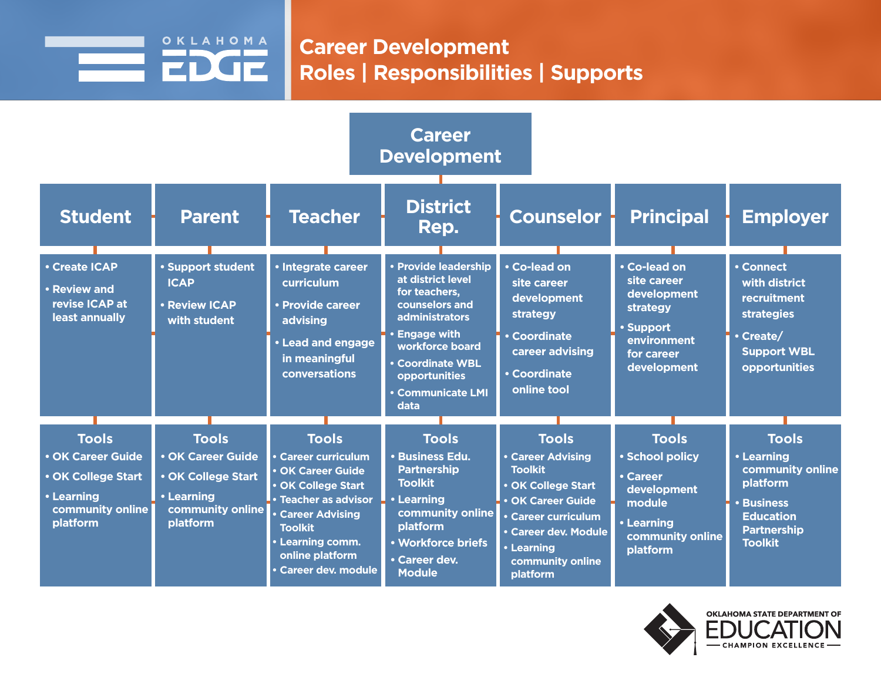# Career Development
## Roles | Responsibilities | Supports

### Career Development

| Student | Parent | Teacher | District Rep. | Counselor | Principal | Employer |
|---|---|---|---|---|---|---|
| • Create ICAP<br>• Review and revise ICAP at least annually | • Support student ICAP<br>• Review ICAP with student | • Integrate career curriculum<br>• Provide career advising<br>• Lead and engage in meaningful conversations | • Provide leadership at district level for teachers, counselors and administrators<br>• Engage with workforce board<br>• Coordinate WBL opportunities<br>• Communicate LMI data | • Co-lead on site career development strategy<br>• Coordinate career advising<br>• Coordinate online tool | • Co-lead on site career development strategy<br>• Support environment for career development | • Connect with district recruitment strategies<br>• Create/ Support WBL opportunities |
| **Tools**<br>• OK Career Guide<br>• OK College Start<br>• Learning community online platform | **Tools**<br>• OK Career Guide<br>• OK College Start<br>• Learning community online platform | **Tools**<br>• Career curriculum<br>• OK Career Guide<br>• OK College Start<br>• Teacher as advisor<br>• Career Advising Toolkit<br>• Learning comm. online platform<br>• Career dev. module | **Tools**<br>• Business Edu. Partnership Toolkit<br>• Learning community online platform<br>• Workforce briefs<br>• Career dev. Module | **Tools**<br>• Career Advising Toolkit<br>• OK College Start<br>• OK Career Guide<br>• Career curriculum<br>• Career dev. Module<br>• Learning community online platform | **Tools**<br>• School policy<br>• Career development module<br>• Learning community online platform | **Tools**<br>• Learning community online platform<br>• Business Education Partnership Toolkit |

OKLAHOMA STATE DEPARTMENT OF EDUCATION — CHAMPION EXCELLENCE